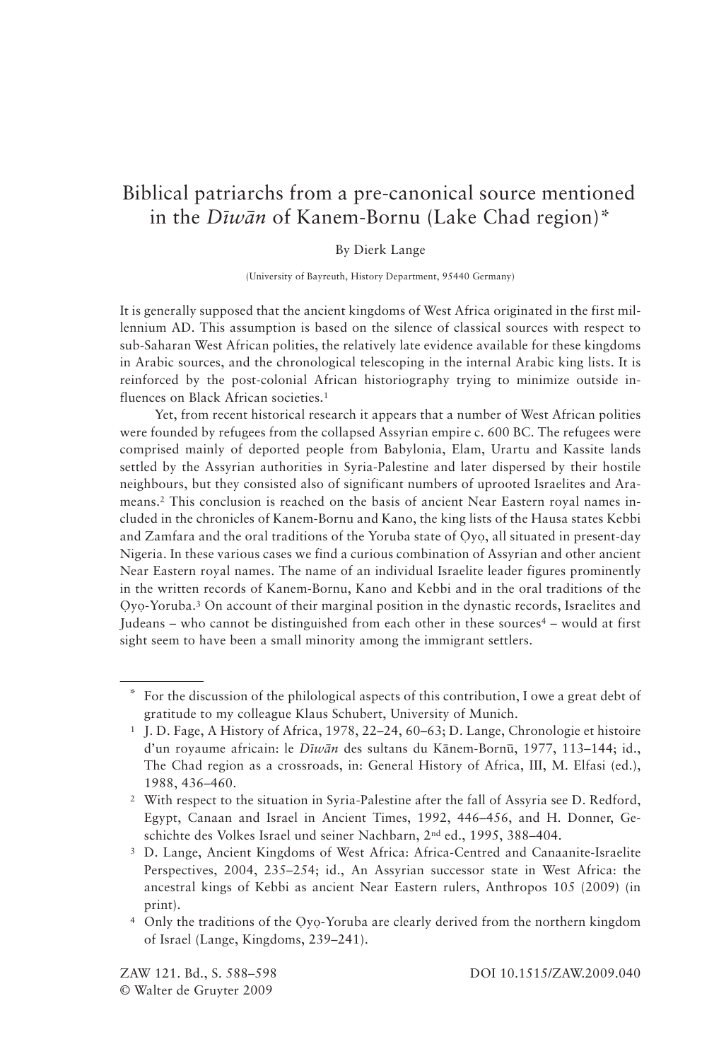# Biblical patriarchs from a pre-canonical source mentioned in the *Dīwān* of Kanem-Bornu (Lake Chad region)*

By Dierk Lange

(University of Bayreuth, History Department, 95440 Germany)

It is generally supposed that the ancient kingdoms of West Africa originated in the first millennium AD. This assumption is based on the silence of classical sources with respect to sub-Saharan West African polities, the relatively late evidence available for these kingdoms in Arabic sources, and the chronological telescoping in the internal Arabic king lists. It is reinforced by the post-colonial African historiography trying to minimize outside influences on Black African societies.[1]

Yet, from recent historical research it appears that a number of West African polities were founded by refugees from the collapsed Assyrian empire c. 600 BC. The refugees were comprised mainly of deported people from Babylonia, Elam, Urartu and Kassite lands settled by the Assyrian authorities in Syria-Palestine and later dispersed by their hostile neighbours, but they consisted also of significant numbers of uprooted Israelites and Arameans.[2] This conclusion is reached on the basis of ancient Near Eastern royal names included in the chronicles of Kanem-Bornu and Kano, the king lists of the Hausa states Kebbi and Zamfara and the oral traditions of the Yoruba state of Ọyọ, all situated in present-day Nigeria. In these various cases we find a curious combination of Assyrian and other ancient Near Eastern royal names. The name of an individual Israelite leader figures prominently in the written records of Kanem-Bornu, Kano and Kebbi and in the oral traditions of the Ọyọ-Yoruba.[3] On account of their marginal position in the dynastic records, Israelites and Judeans – who cannot be distinguished from each other in these sources[4] – would at first sight seem to have been a small minority among the immigrant settlers.

---

\* For the discussion of the philological aspects of this contribution, I owe a great debt of gratitude to my colleague Klaus Schubert, University of Munich.

[1] J. D. Fage, A History of Africa, 1978, 22–24, 60–63; D. Lange, Chronologie et histoire d'un royaume africain: le *Dīwān* des sultans du Kānem-Bornū, 1977, 113–144; id., The Chad region as a crossroads, in: General History of Africa, III, M. Elfasi (ed.), 1988, 436–460.

[2] With respect to the situation in Syria-Palestine after the fall of Assyria see D. Redford, Egypt, Canaan and Israel in Ancient Times, 1992, 446–456, and H. Donner, Geschichte des Volkes Israel und seiner Nachbarn, 2nd ed., 1995, 388–404.

[3] D. Lange, Ancient Kingdoms of West Africa: Africa-Centred and Canaanite-Israelite Perspectives, 2004, 235–254; id., An Assyrian successor state in West Africa: the ancestral kings of Kebbi as ancient Near Eastern rulers, Anthropos 105 (2009) (in print).

[4] Only the traditions of the Ọyọ-Yoruba are clearly derived from the northern kingdom of Israel (Lange, Kingdoms, 239–241).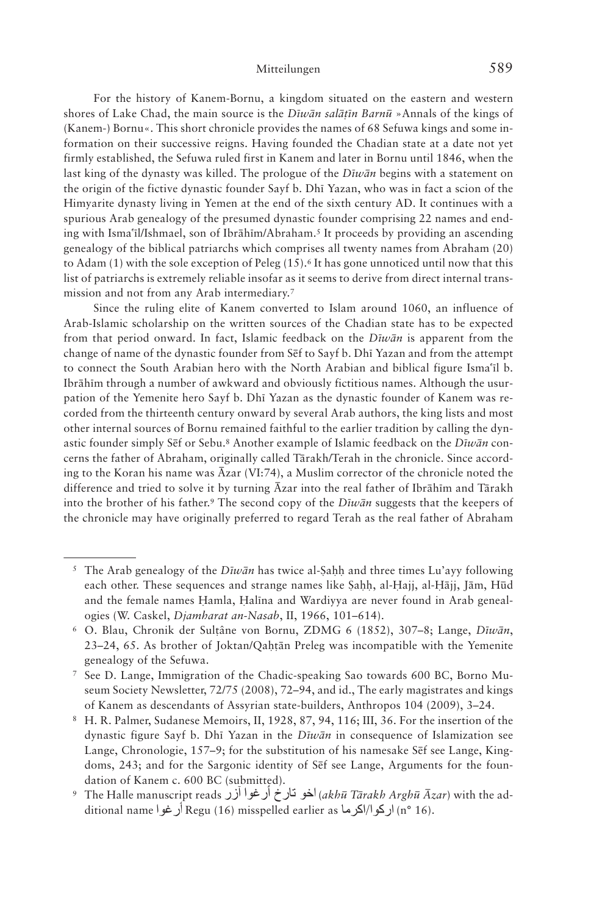For the history of Kanem-Bornu, a kingdom situated on the eastern and western shores of Lake Chad, the main source is the *Dīwān salāṭīn Barnū* »Annals of the kings of (Kanem-) Bornu«. This short chronicle provides the names of 68 Sefuwa kings and some information on their successive reigns. Having founded the Chadian state at a date not yet firmly established, the Sefuwa ruled first in Kanem and later in Bornu until 1846, when the last king of the dynasty was killed. The prologue of the *Dīwān* begins with a statement on the origin of the fictive dynastic founder Sayf b. Dhī Yazan, who was in fact a scion of the Himyarite dynasty living in Yemen at the end of the sixth century AD. It continues with a spurious Arab genealogy of the presumed dynastic founder comprising 22 names and ending with Ismaʿīl/Ishmael, son of Ibrāhīm/Abraham.[5] It proceeds by providing an ascending genealogy of the biblical patriarchs which comprises all twenty names from Abraham (20) to Adam (1) with the sole exception of Peleg (15).[6] It has gone unnoticed until now that this list of patriarchs is extremely reliable insofar as it seems to derive from direct internal transmission and not from any Arab intermediary.[7]

Since the ruling elite of Kanem converted to Islam around 1060, an influence of Arab-Islamic scholarship on the written sources of the Chadian state has to be expected from that period onward. In fact, Islamic feedback on the *Dīwān* is apparent from the change of name of the dynastic founder from Sēf to Sayf b. Dhī Yazan and from the attempt to connect the South Arabian hero with the North Arabian and biblical figure Ismaʿīl b. Ibrāhīm through a number of awkward and obviously fictitious names. Although the usurpation of the Yemenite hero Sayf b. Dhī Yazan as the dynastic founder of Kanem was recorded from the thirteenth century onward by several Arab authors, the king lists and most other internal sources of Bornu remained faithful to the earlier tradition by calling the dynastic founder simply Sēf or Sebu.[8] Another example of Islamic feedback on the *Dīwān* concerns the father of Abraham, originally called Tārakh/Terah in the chronicle. Since according to the Koran his name was Āzar (VI:74), a Muslim corrector of the chronicle noted the difference and tried to solve it by turning Āzar into the real father of Ibrāhīm and Tārakh into the brother of his father.[9] The second copy of the *Dīwān* suggests that the keepers of the chronicle may have originally preferred to regard Terah as the real father of Abraham

---

[5] The Arab genealogy of the *Dīwān* has twice al-Ṣaḥḥ and three times Lu'ayy following each other. These sequences and strange names like Ṣaḥḥ, al-Ḥajj, al-Ḥājj, Jām, Hūd and the female names Ḥamla, Ḥalīna and Wardiyya are never found in Arab genealogies (W. Caskel, *Djamharat an-Nasab*, II, 1966, 101–614).

[6] O. Blau, Chronik der Sulṭâne von Bornu, ZDMG 6 (1852), 307–8; Lange, *Dīwān*, 23–24, 65. As brother of Joktan/Qaḥṭān Preleg was incompatible with the Yemenite genealogy of the Sefuwa.

[7] See D. Lange, Immigration of the Chadic-speaking Sao towards 600 BC, Borno Museum Society Newsletter, 72/75 (2008), 72–94, and id., The early magistrates and kings of Kanem as descendants of Assyrian state-builders, Anthropos 104 (2009), 3–24.

[8] H. R. Palmer, Sudanese Memoirs, II, 1928, 87, 94, 116; III, 36. For the insertion of the dynastic figure Sayf b. Dhī Yazan in the *Dīwān* in consequence of Islamization see Lange, Chronologie, 157–9; for the substitution of his namesake Sēf see Lange, Kingdoms, 243; and for the Sargonic identity of Sēf see Lange, Arguments for the foundation of Kanem c. 600 BC (submitted).

[9] The Halle manuscript reads اخو تارخ أرغوا آزر (*akhū Tārakh Arghū Āzar*) with the additional name أرغوا Regu (16) misspelled earlier as اركوا/اكرما (n° 16).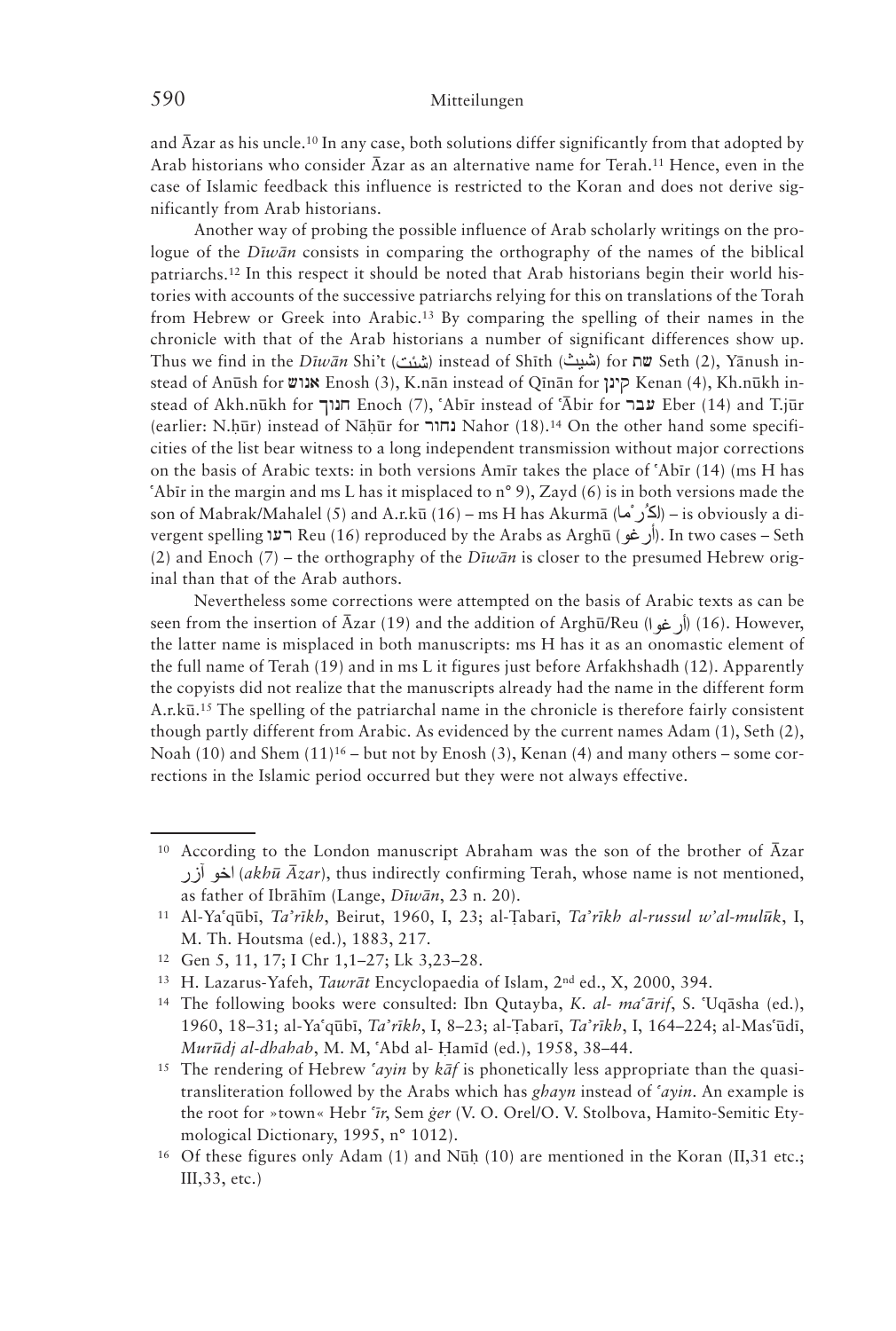and Āzar as his uncle.[10] In any case, both solutions differ significantly from that adopted by Arab historians who consider Āzar as an alternative name for Terah.[11] Hence, even in the case of Islamic feedback this influence is restricted to the Koran and does not derive significantly from Arab historians.

Another way of probing the possible influence of Arab scholarly writings on the prologue of the *Dīwān* consists in comparing the orthography of the names of the biblical patriarchs.[12] In this respect it should be noted that Arab historians begin their world histories with accounts of the successive patriarchs relying for this on translations of the Torah from Hebrew or Greek into Arabic.[13] By comparing the spelling of their names in the chronicle with that of the Arab historians a number of significant differences show up. Thus we find in the *Dīwān* Shi't (شئث) instead of Shīth (شيث) for שת Seth (2), Yānush instead of Anūsh for אנוש Enosh (3), K.nān instead of Qīnān for קינן Kenan (4), Kh.nūkh instead of Akh.nūkh for חנוך Enoch (7), ʿAbīr instead of ʿĀbir for עבר Eber (14) and T.jūr (earlier: N.ḥūr) instead of Nāḥūr for נחור Nahor (18).[14] On the other hand some specificities of the list bear witness to a long independent transmission without major corrections on the basis of Arabic texts: in both versions Amīr takes the place of ʿAbīr (14) (ms H has ʿAbīr in the margin and ms L has it misplaced to n° 9), Zayd (6) is in both versions made the son of Mabrak/Mahalel (5) and A.r.kū (16) – ms H has Akurmā (اكُرْما) – is obviously a divergent spelling רעו Reu (16) reproduced by the Arabs as Arghū (أرغو). In two cases – Seth (2) and Enoch (7) – the orthography of the *Dīwān* is closer to the presumed Hebrew original than that of the Arab authors.

Nevertheless some corrections were attempted on the basis of Arabic texts as can be seen from the insertion of Āzar (19) and the addition of Arghū/Reu (أرغوا) (16). However, the latter name is misplaced in both manuscripts: ms H has it as an onomastic element of the full name of Terah (19) and in ms L it figures just before Arfakhshadh (12). Apparently the copyists did not realize that the manuscripts already had the name in the different form A.r.kū.[15] The spelling of the patriarchal name in the chronicle is therefore fairly consistent though partly different from Arabic. As evidenced by the current names Adam (1), Seth (2), Noah (10) and Shem (11)[16] – but not by Enosh (3), Kenan (4) and many others – some corrections in the Islamic period occurred but they were not always effective.

---

[10] According to the London manuscript Abraham was the son of the brother of Āzar اخو آزر (*akhū Āzar*), thus indirectly confirming Terah, whose name is not mentioned, as father of Ibrāhīm (Lange, *Dīwān*, 23 n. 20).

[11] Al-Yaʿqūbī, *Ta'rīkh*, Beirut, 1960, I, 23; al-Ṭabarī, *Ta'rīkh al-russul w'al-mulūk*, I, M. Th. Houtsma (ed.), 1883, 217.

[12] Gen 5, 11, 17; I Chr 1,1–27; Lk 3,23–28.

[13] H. Lazarus-Yafeh, *Tawrāt* Encyclopaedia of Islam, 2nd ed., X, 2000, 394.

[14] The following books were consulted: Ibn Qutayba, *K. al- maʿārif*, S. ʿUqāsha (ed.), 1960, 18–31; al-Yaʿqūbī, *Ta'rīkh*, I, 8–23; al-Ṭabarī, *Ta'rīkh*, I, 164–224; al-Masʿūdī, *Murūdj al-dhahab*, M. M, ʿAbd al- Ḥamīd (ed.), 1958, 38–44.

[15] The rendering of Hebrew *ʿayin* by *kāf* is phonetically less appropriate than the quasi-transliteration followed by the Arabs which has *ghayn* instead of *ʿayin*. An example is the root for »town« Hebr *ʿīr*, Sem *ġer* (V. O. Orel/O. V. Stolbova, Hamito-Semitic Etymological Dictionary, 1995, n° 1012).

[16] Of these figures only Adam (1) and Nūḥ (10) are mentioned in the Koran (II,31 etc.; III,33, etc.)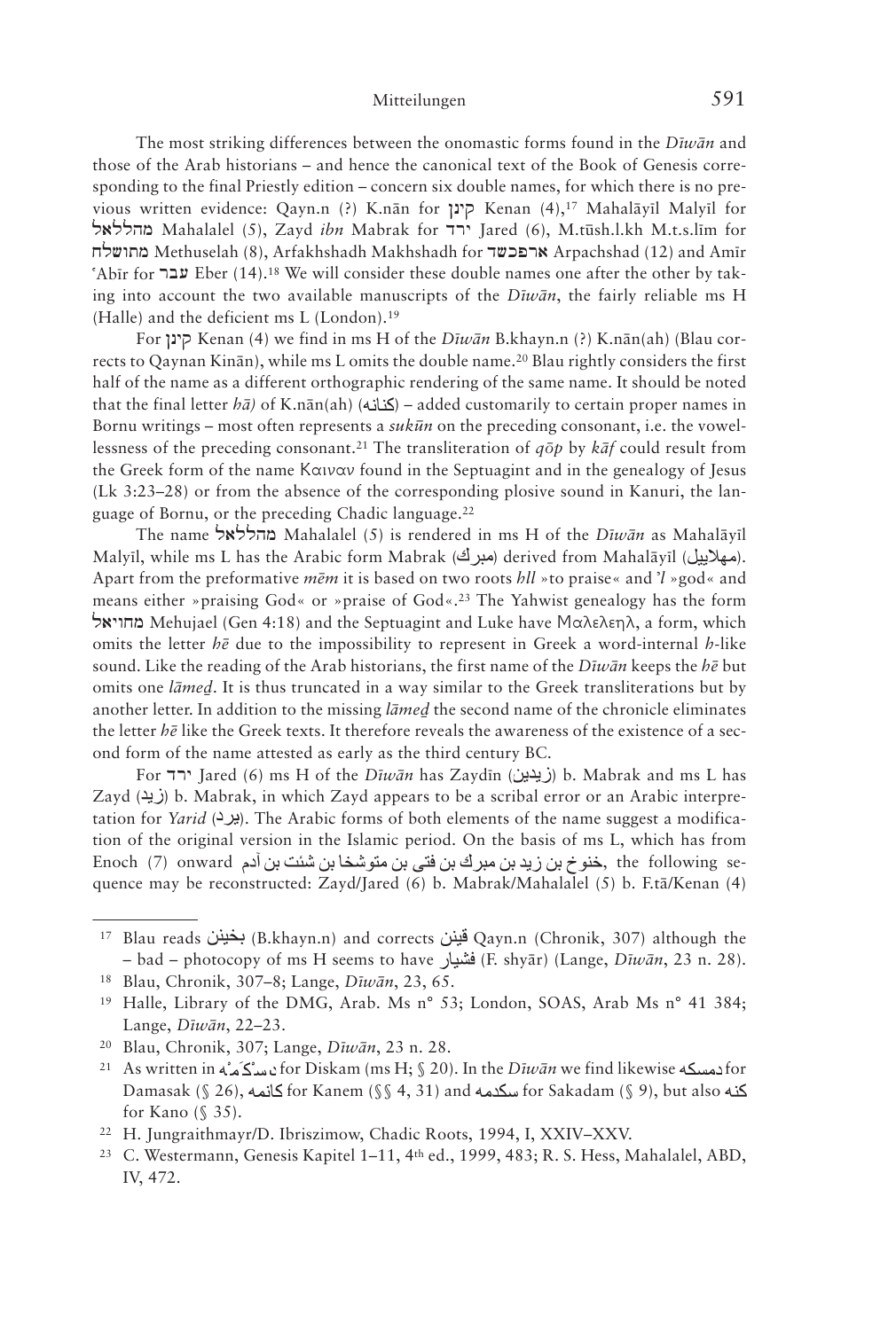The most striking differences between the onomastic forms found in the *Dīwān* and those of the Arab historians – and hence the canonical text of the Book of Genesis corresponding to the final Priestly edition – concern six double names, for which there is no previous written evidence: Qayn.n (?) K.nān for קינן Kenan (4),[17] Mahalāyīl Malyīl for מהללאל Mahalalel (5), Zayd *ibn* Mabrak for ירד Jared (6), M.tūsh.l.kh M.t.s.līm for מתושלח Methuselah (8), Arfakhshadh Makhshadh for ארפכשד Arpachshad (12) and Amīr ʿAbīr for עבר Eber (14).[18] We will consider these double names one after the other by taking into account the two available manuscripts of the *Dīwān*, the fairly reliable ms H (Halle) and the deficient ms L (London).[19]

For קינן Kenan (4) we find in ms H of the *Dīwān* B.khayn.n (?) K.nān(ah) (Blau corrects to Qaynan Kinān), while ms L omits the double name.[20] Blau rightly considers the first half of the name as a different orthographic rendering of the same name. It should be noted that the final letter *hā)* of K.nān(ah) (كنانه) – added customarily to certain proper names in Bornu writings – most often represents a *sukūn* on the preceding consonant, i.e. the vowellessness of the preceding consonant.[21] The transliteration of *qōp* by *kāf* could result from the Greek form of the name Καιναν found in the Septuagint and in the genealogy of Jesus (Lk 3:23–28) or from the absence of the corresponding plosive sound in Kanuri, the language of Bornu, or the preceding Chadic language.[22]

The name מהללאל Mahalalel (5) is rendered in ms H of the *Dīwān* as Mahalāyīl Malyīl, while ms L has the Arabic form Mabrak (مبرك) derived from Mahalāyīl (مهلاييل). Apart from the preformative *mēm* it is based on two roots *hll* »to praise« and *ʾl* »god« and means either »praising God« or »praise of God«.[23] The Yahwist genealogy has the form מחויאל Mehujael (Gen 4:18) and the Septuagint and Luke have Μαλελεηλ, a form, which omits the letter *hē* due to the impossibility to represent in Greek a word-internal *h*-like sound. Like the reading of the Arab historians, the first name of the *Dīwān* keeps the *hē* but omits one *lāmeḏ*. It is thus truncated in a way similar to the Greek transliterations but by another letter. In addition to the missing *lāmeḏ* the second name of the chronicle eliminates the letter *hē* like the Greek texts. It therefore reveals the awareness of the existence of a second form of the name attested as early as the third century BC.

For ירד Jared (6) ms H of the *Dīwān* has Zaydīn (زيدين) b. Mabrak and ms L has Zayd (زيد) b. Mabrak, in which Zayd appears to be a scribal error or an Arabic interpretation for *Yarid* (يرد). The Arabic forms of both elements of the name suggest a modification of the original version in the Islamic period. On the basis of ms L, which has from Enoch (7) onward خنوخ بن زيد بن مبرك بن فتى بن متوشخا بن شئت بن آدم, the following sequence may be reconstructed: Zayd/Jared (6) b. Mabrak/Mahalalel (5) b. F.tā/Kenan (4)

---

[17] Blau reads بخينن (B.khayn.n) and corrects قينن Qayn.n (Chronik, 307) although the – bad – photocopy of ms H seems to have فشيار (F. shyār) (Lange, *Dīwān*, 23 n. 28).

[18] Blau, Chronik, 307–8; Lange, *Dīwān*, 23, 65.

[19] Halle, Library of the DMG, Arab. Ms n° 53; London, SOAS, Arab Ms n° 41 384; Lange, *Dīwān*, 22–23.

[20] Blau, Chronik, 307; Lange, *Dīwān*, 23 n. 28.

[21] As written in دِسْكَمْهْ for Diskam (ms H; § 20). In the *Dīwān* we find likewise دمسكه for Damasak (§ 26), كانمه for Kanem (§§ 4, 31) and سكدمه for Sakadam (§ 9), but also كنه for Kano (§ 35).

[22] H. Jungraithmayr/D. Ibriszimow, Chadic Roots, 1994, I, XXIV–XXV.

[23] C. Westermann, Genesis Kapitel 1–11, 4th ed., 1999, 483; R. S. Hess, Mahalalel, ABD, IV, 472.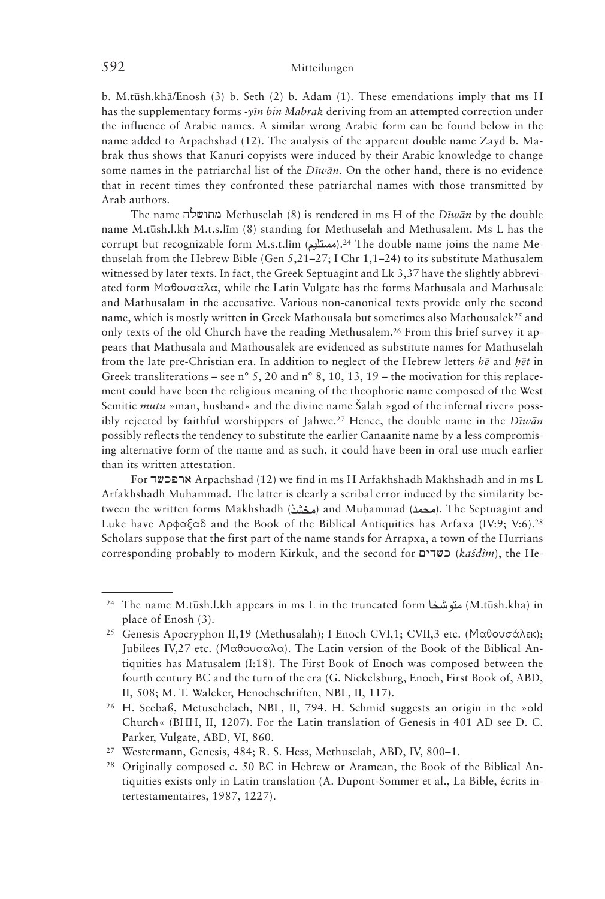b. M.tūsh.khā/Enosh (3) b. Seth (2) b. Adam (1). These emendations imply that ms H has the supplementary forms *-yīn bin Mabrak* deriving from an attempted correction under the influence of Arabic names. A similar wrong Arabic form can be found below in the name added to Arpachshad (12). The analysis of the apparent double name Zayd b. Mabrak thus shows that Kanuri copyists were induced by their Arabic knowledge to change some names in the patriarchal list of the *Dīwān*. On the other hand, there is no evidence that in recent times they confronted these patriarchal names with those transmitted by Arab authors.

The name מתושלח Methuselah (8) is rendered in ms H of the *Dīwān* by the double name M.tūsh.l.kh M.t.s.līm (8) standing for Methuselah and Methusalem. Ms L has the corrupt but recognizable form M.s.t.līm (مستليم).[24] The double name joins the name Methuselah from the Hebrew Bible (Gen 5,21–27; I Chr 1,1–24) to its substitute Mathusalem witnessed by later texts. In fact, the Greek Septuagint and Lk 3,37 have the slightly abbreviated form Μαθουσαλα, while the Latin Vulgate has the forms Mathusala and Mathusale and Mathusalam in the accusative. Various non-canonical texts provide only the second name, which is mostly written in Greek Mathousala but sometimes also Mathousalek[25] and only texts of the old Church have the reading Methusalem.[26] From this brief survey it appears that Mathusala and Mathousalek are evidenced as substitute names for Methuselah from the late pre-Christian era. In addition to neglect of the Hebrew letters *hē* and *ḥēt* in Greek transliterations – see n° 5, 20 and n° 8, 10, 13, 19 – the motivation for this replacement could have been the religious meaning of the theophoric name composed of the West Semitic *mutu* »man, husband« and the divine name Šalaḥ »god of the infernal river« possibly rejected by faithful worshippers of Jahwe.[27] Hence, the double name in the *Dīwān* possibly reflects the tendency to substitute the earlier Canaanite name by a less compromising alternative form of the name and as such, it could have been in oral use much earlier than its written attestation.

For ארפכשד Arpachshad (12) we find in ms H Arfakhshadh Makhshadh and in ms L Arfakhshadh Muḥammad. The latter is clearly a scribal error induced by the similarity between the written forms Makhshadh (مخشذ) and Muḥammad (محمد). The Septuagint and Luke have Αρφαξαδ and the Book of the Biblical Antiquities has Arfaxa (IV:9; V:6).[28] Scholars suppose that the first part of the name stands for Arrapxa, a town of the Hurrians corresponding probably to modern Kirkuk, and the second for כשדים (*kaśdîm*), the He-

---

[24] The name M.tūsh.l.kh appears in ms L in the truncated form متوشخا (M.tūsh.kha) in place of Enosh (3).

[25] Genesis Apocryphon II,19 (Methusalah); I Enoch CVI,1; CVII,3 etc. (Μαθουσάλεκ); Jubilees IV,27 etc. (Μαθουσαλα). The Latin version of the Book of the Biblical Antiquities has Matusalem (I:18). The First Book of Enoch was composed between the fourth century BC and the turn of the era (G. Nickelsburg, Enoch, First Book of, ABD, II, 508; M. T. Walcker, Henochschriften, NBL, II, 117).

[26] H. Seebaß, Metuschelach, NBL, II, 794. H. Schmid suggests an origin in the »old Church« (BHH, II, 1207). For the Latin translation of Genesis in 401 AD see D. C. Parker, Vulgate, ABD, VI, 860.

[27] Westermann, Genesis, 484; R. S. Hess, Methuselah, ABD, IV, 800–1.

[28] Originally composed c. 50 BC in Hebrew or Aramean, the Book of the Biblical Antiquities exists only in Latin translation (A. Dupont-Sommer et al., La Bible, écrits intertestamentaires, 1987, 1227).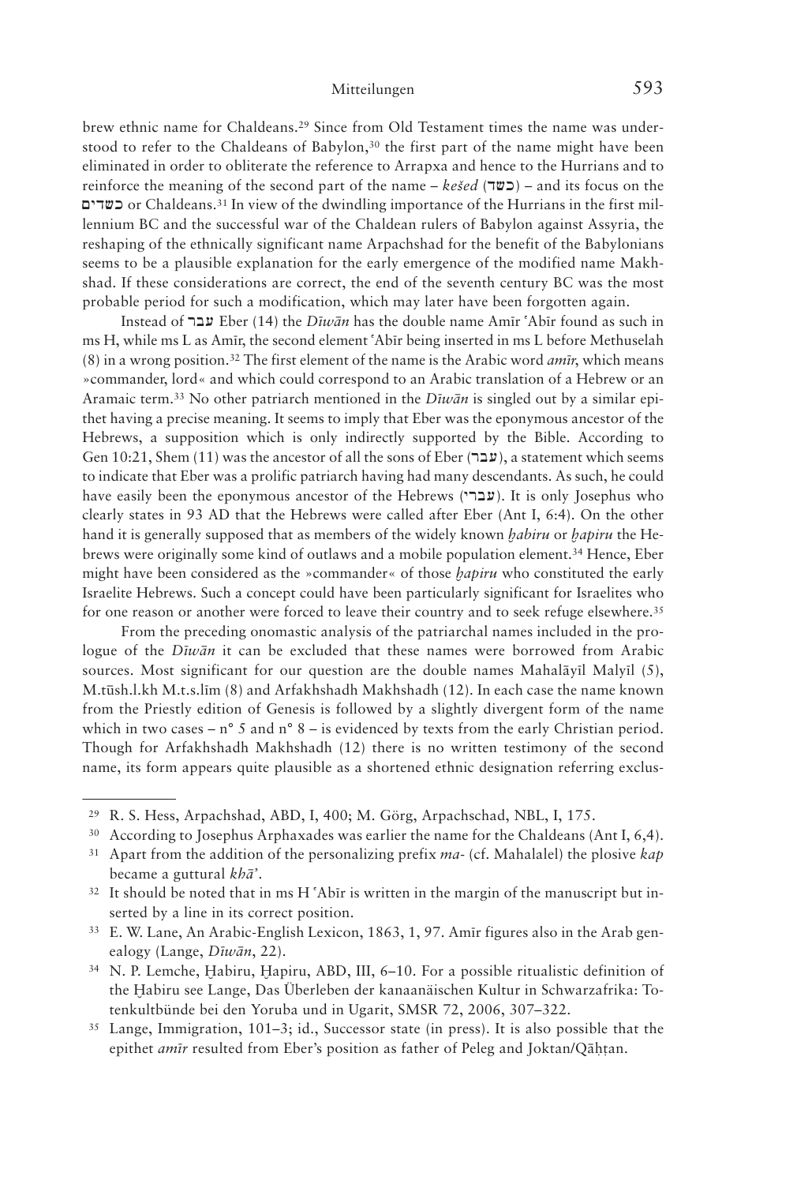brew ethnic name for Chaldeans.[29] Since from Old Testament times the name was understood to refer to the Chaldeans of Babylon,[30] the first part of the name might have been eliminated in order to obliterate the reference to Arrapxa and hence to the Hurrians and to reinforce the meaning of the second part of the name – *kešed* (כשד) – and its focus on the כשדים or Chaldeans.[31] In view of the dwindling importance of the Hurrians in the first millennium BC and the successful war of the Chaldean rulers of Babylon against Assyria, the reshaping of the ethnically significant name Arpachshad for the benefit of the Babylonians seems to be a plausible explanation for the early emergence of the modified name Makhshad. If these considerations are correct, the end of the seventh century BC was the most probable period for such a modification, which may later have been forgotten again.

Instead of עבר Eber (14) the *Dīwān* has the double name Amīr ʿAbīr found as such in ms H, while ms L as Amīr, the second element ʿAbīr being inserted in ms L before Methuselah (8) in a wrong position.[32] The first element of the name is the Arabic word *amīr*, which means »commander, lord« and which could correspond to an Arabic translation of a Hebrew or an Aramaic term.[33] No other patriarch mentioned in the *Dīwān* is singled out by a similar epithet having a precise meaning. It seems to imply that Eber was the eponymous ancestor of the Hebrews, a supposition which is only indirectly supported by the Bible. According to Gen 10:21, Shem (11) was the ancestor of all the sons of Eber (עבר), a statement which seems to indicate that Eber was a prolific patriarch having had many descendants. As such, he could have easily been the eponymous ancestor of the Hebrews (עברי). It is only Josephus who clearly states in 93 AD that the Hebrews were called after Eber (Ant I, 6:4). On the other hand it is generally supposed that as members of the widely known *ḫabiru* or *ḫapiru* the Hebrews were originally some kind of outlaws and a mobile population element.[34] Hence, Eber might have been considered as the »commander« of those *ḫapiru* who constituted the early Israelite Hebrews. Such a concept could have been particularly significant for Israelites who for one reason or another were forced to leave their country and to seek refuge elsewhere.[35]

From the preceding onomastic analysis of the patriarchal names included in the prologue of the *Dīwān* it can be excluded that these names were borrowed from Arabic sources. Most significant for our question are the double names Mahalāyīl Malyīl (5), M.tūsh.l.kh M.t.s.līm (8) and Arfakhshadh Makhshadh (12). In each case the name known from the Priestly edition of Genesis is followed by a slightly divergent form of the name which in two cases – n° 5 and n° 8 – is evidenced by texts from the early Christian period. Though for Arfakhshadh Makhshadh (12) there is no written testimony of the second name, its form appears quite plausible as a shortened ethnic designation referring exclus-

---

[29] R. S. Hess, Arpachshad, ABD, I, 400; M. Görg, Arpachschad, NBL, I, 175.

[30] According to Josephus Arphaxades was earlier the name for the Chaldeans (Ant I, 6,4).

[31] Apart from the addition of the personalizing prefix *ma-* (cf. Mahalalel) the plosive *kap* became a guttural *khā'*.

[32] It should be noted that in ms H ʿAbīr is written in the margin of the manuscript but inserted by a line in its correct position.

[33] E. W. Lane, An Arabic-English Lexicon, 1863, 1, 97. Amīr figures also in the Arab genealogy (Lange, *Dīwān*, 22).

[34] N. P. Lemche, Ḫabiru, Ḫapiru, ABD, III, 6–10. For a possible ritualistic definition of the Ḫabiru see Lange, Das Überleben der kanaanäischen Kultur in Schwarzafrika: Totenkultbünde bei den Yoruba und in Ugarit, SMSR 72, 2006, 307–322.

[35] Lange, Immigration, 101–3; id., Successor state (in press). It is also possible that the epithet *amīr* resulted from Eber's position as father of Peleg and Joktan/Qāḥṭan.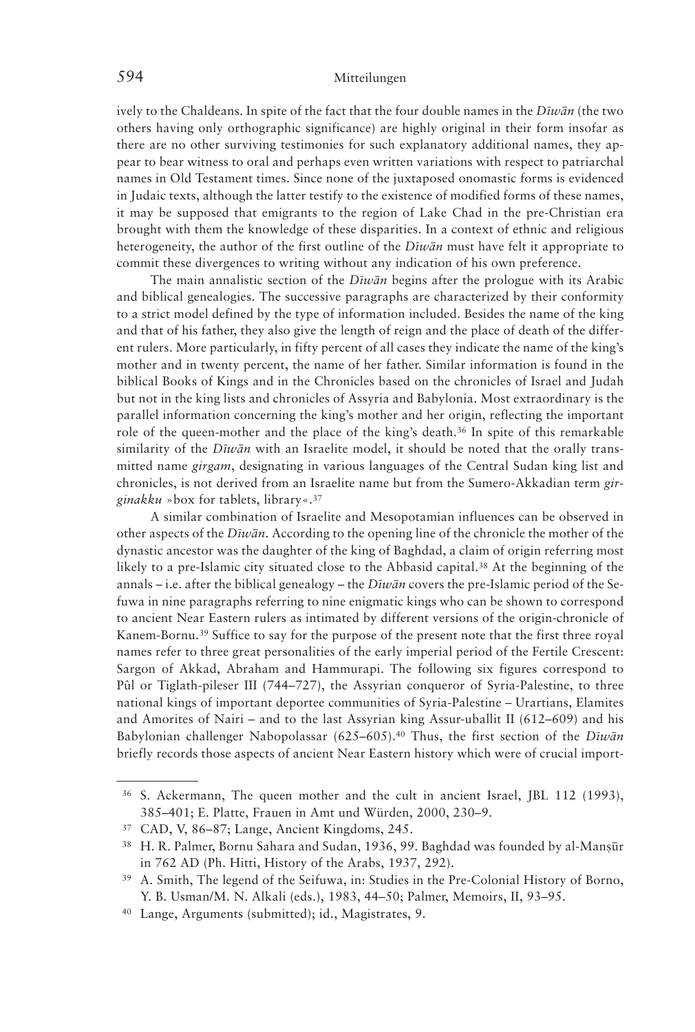ively to the Chaldeans. In spite of the fact that the four double names in the *Dīwān* (the two others having only orthographic significance) are highly original in their form insofar as there are no other surviving testimonies for such explanatory additional names, they appear to bear witness to oral and perhaps even written variations with respect to patriarchal names in Old Testament times. Since none of the juxtaposed onomastic forms is evidenced in Judaic texts, although the latter testify to the existence of modified forms of these names, it may be supposed that emigrants to the region of Lake Chad in the pre-Christian era brought with them the knowledge of these disparities. In a context of ethnic and religious heterogeneity, the author of the first outline of the *Dīwān* must have felt it appropriate to commit these divergences to writing without any indication of his own preference.

The main annalistic section of the *Dīwān* begins after the prologue with its Arabic and biblical genealogies. The successive paragraphs are characterized by their conformity to a strict model defined by the type of information included. Besides the name of the king and that of his father, they also give the length of reign and the place of death of the different rulers. More particularly, in fifty percent of all cases they indicate the name of the king's mother and in twenty percent, the name of her father. Similar information is found in the biblical Books of Kings and in the Chronicles based on the chronicles of Israel and Judah but not in the king lists and chronicles of Assyria and Babylonia. Most extraordinary is the parallel information concerning the king's mother and her origin, reflecting the important role of the queen-mother and the place of the king's death.[36] In spite of this remarkable similarity of the *Dīwān* with an Israelite model, it should be noted that the orally transmitted name *girgam*, designating in various languages of the Central Sudan king list and chronicles, is not derived from an Israelite name but from the Sumero-Akkadian term *girginakku* »box for tablets, library«.[37]

A similar combination of Israelite and Mesopotamian influences can be observed in other aspects of the *Dīwān*. According to the opening line of the chronicle the mother of the dynastic ancestor was the daughter of the king of Baghdad, a claim of origin referring most likely to a pre-Islamic city situated close to the Abbasid capital.[38] At the beginning of the annals – i.e. after the biblical genealogy – the *Dīwān* covers the pre-Islamic period of the Sefuwa in nine paragraphs referring to nine enigmatic kings who can be shown to correspond to ancient Near Eastern rulers as intimated by different versions of the origin-chronicle of Kanem-Bornu.[39] Suffice to say for the purpose of the present note that the first three royal names refer to three great personalities of the early imperial period of the Fertile Crescent: Sargon of Akkad, Abraham and Hammurapi. The following six figures correspond to Pûl or Tiglath-pileser III (744–727), the Assyrian conqueror of Syria-Palestine, to three national kings of important deportee communities of Syria-Palestine – Urartians, Elamites and Amorites of Nairi – and to the last Assyrian king Assur-uballit II (612–609) and his Babylonian challenger Nabopolassar (625–605).[40] Thus, the first section of the *Dīwān* briefly records those aspects of ancient Near Eastern history which were of crucial import-

---

[36] S. Ackermann, The queen mother and the cult in ancient Israel, JBL 112 (1993), 385–401; E. Platte, Frauen in Amt und Würden, 2000, 230–9.

[37] CAD, V, 86–87; Lange, Ancient Kingdoms, 245.

[38] H. R. Palmer, Bornu Sahara and Sudan, 1936, 99. Baghdad was founded by al-Manṣūr in 762 AD (Ph. Hitti, History of the Arabs, 1937, 292).

[39] A. Smith, The legend of the Seifuwa, in: Studies in the Pre-Colonial History of Borno, Y. B. Usman/M. N. Alkali (eds.), 1983, 44–50; Palmer, Memoirs, II, 93–95.

[40] Lange, Arguments (submitted); id., Magistrates, 9.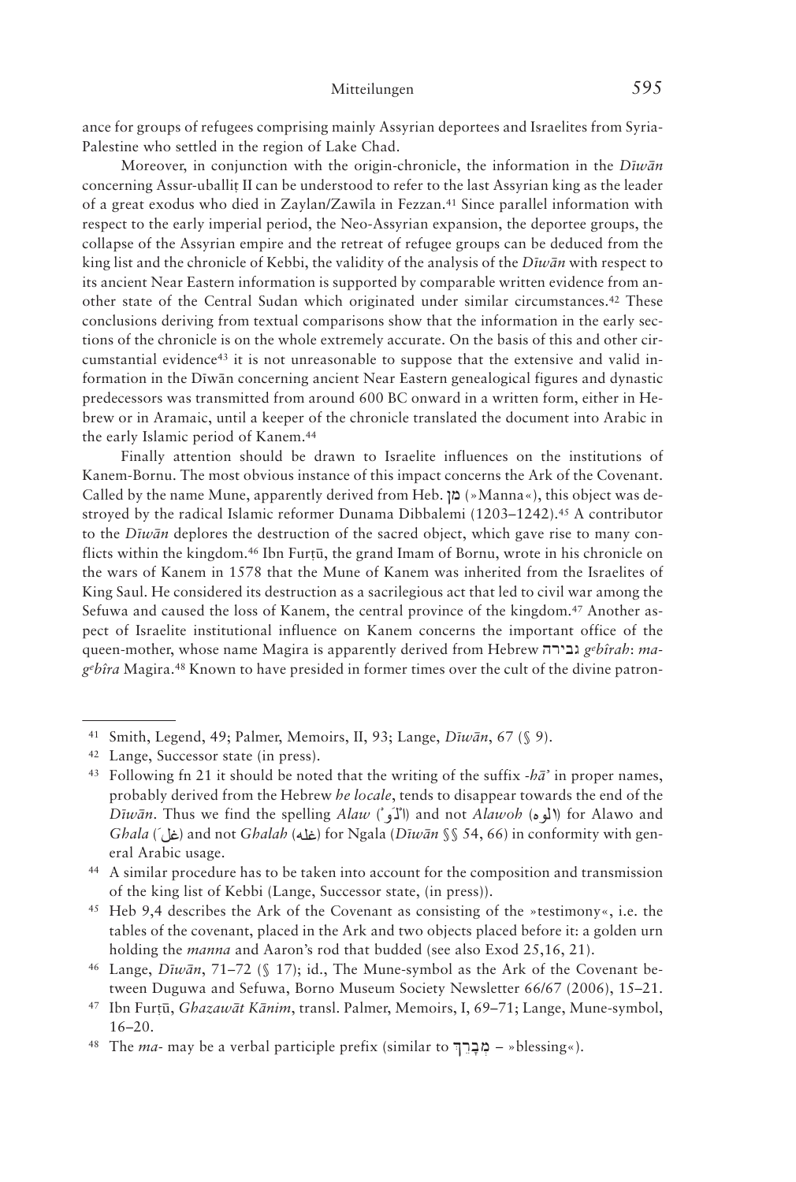ance for groups of refugees comprising mainly Assyrian deportees and Israelites from Syria-Palestine who settled in the region of Lake Chad.

Moreover, in conjunction with the origin-chronicle, the information in the *Dīwān* concerning Assur-uballiṭ II can be understood to refer to the last Assyrian king as the leader of a great exodus who died in Zaylan/Zawīla in Fezzan.[41] Since parallel information with respect to the early imperial period, the Neo-Assyrian expansion, the deportee groups, the collapse of the Assyrian empire and the retreat of refugee groups can be deduced from the king list and the chronicle of Kebbi, the validity of the analysis of the *Dīwān* with respect to its ancient Near Eastern information is supported by comparable written evidence from another state of the Central Sudan which originated under similar circumstances.[42] These conclusions deriving from textual comparisons show that the information in the early sections of the chronicle is on the whole extremely accurate. On the basis of this and other circumstantial evidence[43] it is not unreasonable to suppose that the extensive and valid information in the Dīwān concerning ancient Near Eastern genealogical figures and dynastic predecessors was transmitted from around 600 BC onward in a written form, either in Hebrew or in Aramaic, until a keeper of the chronicle translated the document into Arabic in the early Islamic period of Kanem.[44]

Finally attention should be drawn to Israelite influences on the institutions of Kanem-Bornu. The most obvious instance of this impact concerns the Ark of the Covenant. Called by the name Mune, apparently derived from Heb. מן (»Manna«), this object was destroyed by the radical Islamic reformer Dunama Dibbalemi (1203–1242).[45] A contributor to the *Dīwān* deplores the destruction of the sacred object, which gave rise to many conflicts within the kingdom.[46] Ibn Furṭū, the grand Imam of Bornu, wrote in his chronicle on the wars of Kanem in 1578 that the Mune of Kanem was inherited from the Israelites of King Saul. He considered its destruction as a sacrilegious act that led to civil war among the Sefuwa and caused the loss of Kanem, the central province of the kingdom.[47] Another aspect of Israelite institutional influence on Kanem concerns the important office of the queen-mother, whose name Magira is apparently derived from Hebrew גבירה *g^e^bîrah*: *mag^e^bîra* Magira.[48] Known to have presided in former times over the cult of the divine patron-

---

[41] Smith, Legend, 49; Palmer, Memoirs, II, 93; Lange, *Dīwān*, 67 (§ 9).

[42] Lange, Successor state (in press).

[43] Following fn 21 it should be noted that the writing of the suffix *-hā'* in proper names, probably derived from the Hebrew *he locale*, tends to disappear towards the end of the *Dīwān*. Thus we find the spelling *Alaw* (ألَو) and not *Alawoh* (الوه) for Alawo and *Ghala* (غل) and not *Ghalah* (غله) for Ngala (*Dīwān* §§ 54, 66) in conformity with general Arabic usage.

[44] A similar procedure has to be taken into account for the composition and transmission of the king list of Kebbi (Lange, Successor state, (in press)).

[45] Heb 9,4 describes the Ark of the Covenant as consisting of the »testimony«, i.e. the tables of the covenant, placed in the Ark and two objects placed before it: a golden urn holding the *manna* and Aaron's rod that budded (see also Exod 25,16, 21).

[46] Lange, *Dīwān*, 71–72 (§ 17); id., The Mune-symbol as the Ark of the Covenant between Duguwa and Sefuwa, Borno Museum Society Newsletter 66/67 (2006), 15–21.

[47] Ibn Furṭū, *Ghazawāt Kānim*, transl. Palmer, Memoirs, I, 69–71; Lange, Mune-symbol, 16–20.

[48] The *ma-* may be a verbal participle prefix (similar to מְבָרֵךְ – »blessing«).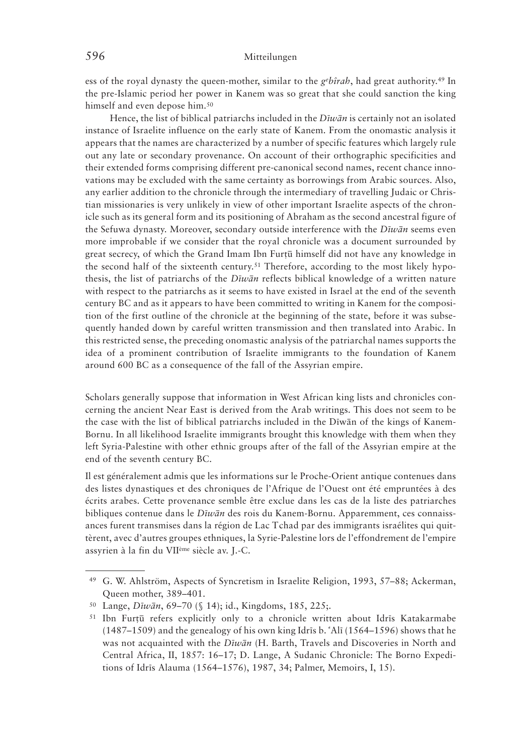ess of the royal dynasty the queen-mother, similar to the *gᵉbîrah*, had great authority.[49] In the pre-Islamic period her power in Kanem was so great that she could sanction the king himself and even depose him.[50]

Hence, the list of biblical patriarchs included in the *Dīwān* is certainly not an isolated instance of Israelite influence on the early state of Kanem. From the onomastic analysis it appears that the names are characterized by a number of specific features which largely rule out any late or secondary provenance. On account of their orthographic specificities and their extended forms comprising different pre-canonical second names, recent chance innovations may be excluded with the same certainty as borrowings from Arabic sources. Also, any earlier addition to the chronicle through the intermediary of travelling Judaic or Christian missionaries is very unlikely in view of other important Israelite aspects of the chronicle such as its general form and its positioning of Abraham as the second ancestral figure of the Sefuwa dynasty. Moreover, secondary outside interference with the *Dīwān* seems even more improbable if we consider that the royal chronicle was a document surrounded by great secrecy, of which the Grand Imam Ibn Furṭū himself did not have any knowledge in the second half of the sixteenth century.[51] Therefore, according to the most likely hypothesis, the list of patriarchs of the *Dīwān* reflects biblical knowledge of a written nature with respect to the patriarchs as it seems to have existed in Israel at the end of the seventh century BC and as it appears to have been committed to writing in Kanem for the composition of the first outline of the chronicle at the beginning of the state, before it was subsequently handed down by careful written transmission and then translated into Arabic. In this restricted sense, the preceding onomastic analysis of the patriarchal names supports the idea of a prominent contribution of Israelite immigrants to the foundation of Kanem around 600 BC as a consequence of the fall of the Assyrian empire.

Scholars generally suppose that information in West African king lists and chronicles concerning the ancient Near East is derived from the Arab writings. This does not seem to be the case with the list of biblical patriarchs included in the Dīwān of the kings of Kanem-Bornu. In all likelihood Israelite immigrants brought this knowledge with them when they left Syria-Palestine with other ethnic groups after of the fall of the Assyrian empire at the end of the seventh century BC.

Il est généralement admis que les informations sur le Proche-Orient antique contenues dans des listes dynastiques et des chroniques de l'Afrique de l'Ouest ont été empruntées à des écrits arabes. Cette provenance semble être exclue dans les cas de la liste des patriarches bibliques contenue dans le *Dīwān* des rois du Kanem-Bornu. Apparemment, ces connaissances furent transmises dans la région de Lac Tchad par des immigrants israélites qui quittèrent, avec d'autres groupes ethniques, la Syrie-Palestine lors de l'effondrement de l'empire assyrien à la fin du VIIème siècle av. J.-C.

---

[49] G. W. Ahlström, Aspects of Syncretism in Israelite Religion, 1993, 57–88; Ackerman, Queen mother, 389–401.

[50] Lange, *Dīwān*, 69–70 (§ 14); id., Kingdoms, 185, 225;.

[51] Ibn Furṭū refers explicitly only to a chronicle written about Idrīs Katakarmabe (1487–1509) and the genealogy of his own king Idrīs b. ʿAlī (1564–1596) shows that he was not acquainted with the *Dīwān* (H. Barth, Travels and Discoveries in North and Central Africa, II, 1857: 16–17; D. Lange, A Sudanic Chronicle: The Borno Expeditions of Idrīs Alauma (1564–1576), 1987, 34; Palmer, Memoirs, I, 15).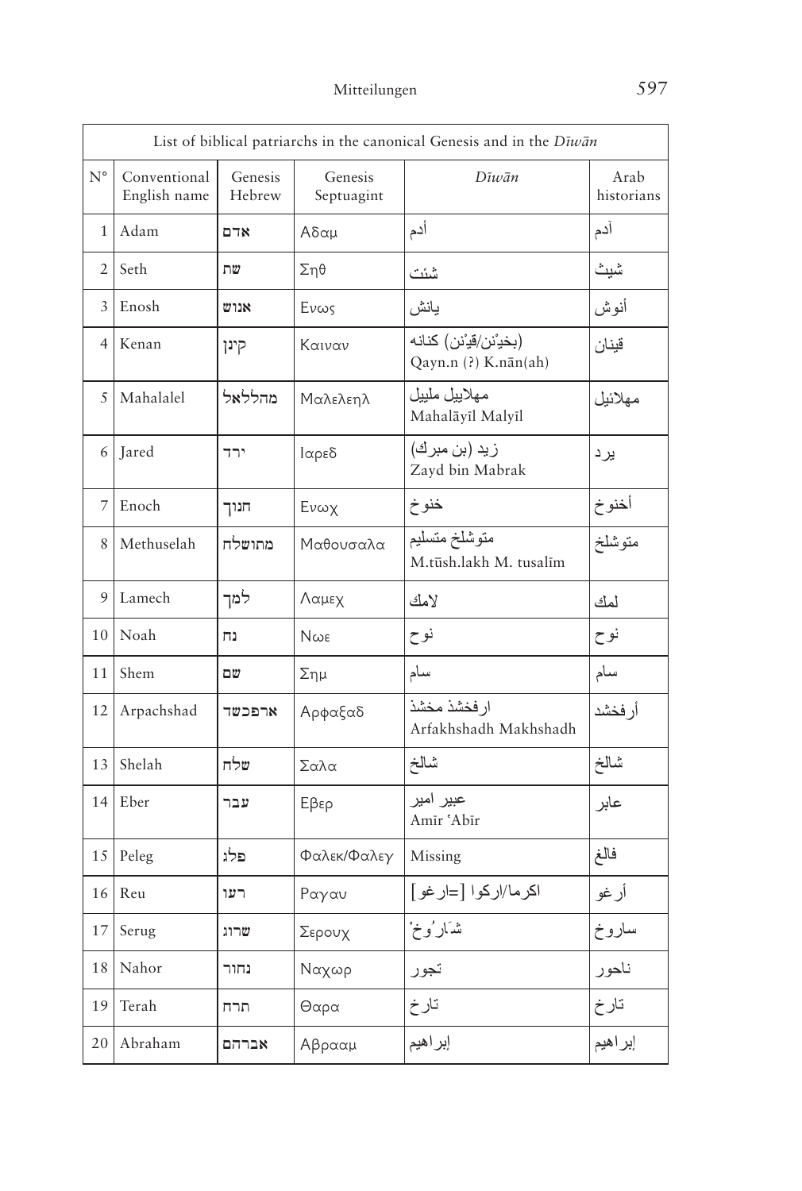| List of biblical patriarchs in the canonical Genesis and in the *Dīwān* | | | | | |
|---|---|---|---|---|---|
| N° | Conventional English name | Genesis Hebrew | Genesis Septuagint | *Dīwān* | Arab historians |
| 1 | Adam | אדם | Αδαμ | أدم | آدم |
| 2 | Seth | שת | Σηθ | شئث | شيث |
| 3 | Enosh | אנוש | Ενως | يانش | أنوش |
| 4 | Kenan | קינן | Καιναν | (بخيْن/قيْن) كنانه<br>Qayn.n (?) K.nān(ah) | قينان |
| 5 | Mahalalel | מהללאל | Μαλελεηλ | مهلاييل مليل<br>Mahalāyīl Malyīl | مهلائيل |
| 6 | Jared | ירד | Ιαρεδ | زيد (بن مبرك)<br>Zayd bin Mabrak | يرد |
| 7 | Enoch | חנוך | Ενωχ | خنوخ | أخنوخ |
| 8 | Methuselah | מתושלח | Μαθουσαλα | متوشلخ متسليم<br>M.tūsh.lakh M. tusalīm | متوشلخ |
| 9 | Lamech | למך | Λαμεχ | لامك | لمك |
| 10 | Noah | נח | Νωε | نوح | نوح |
| 11 | Shem | שם | Σημ | سام | سام |
| 12 | Arpachshad | ארפכשד | Αρφαξαδ | ارفخشذ مخشذ<br>Arfakhshadh Makhshadh | أرفخشد |
| 13 | Shelah | שלח | Σαλα | شالخ | شالخ |
| 14 | Eber | עבר | Εβερ | عبير امير<br>Amīr ʿAbīr | عابر |
| 15 | Peleg | פלג | Φαλεκ/Φαλεγ | Missing | فالغ |
| 16 | Reu | רעו | Ραγαυ | اكرما/اركوا [=ارغو] | أرغو |
| 17 | Serug | שרוג | Σερουχ | شَارُوخْ | ساروخ |
| 18 | Nahor | נחור | Ναχωρ | تجور | ناحور |
| 19 | Terah | תרח | Θαρα | تارخ | تارخ |
| 20 | Abraham | אברהם | Αβρααμ | إبراهيم | إبراهيم |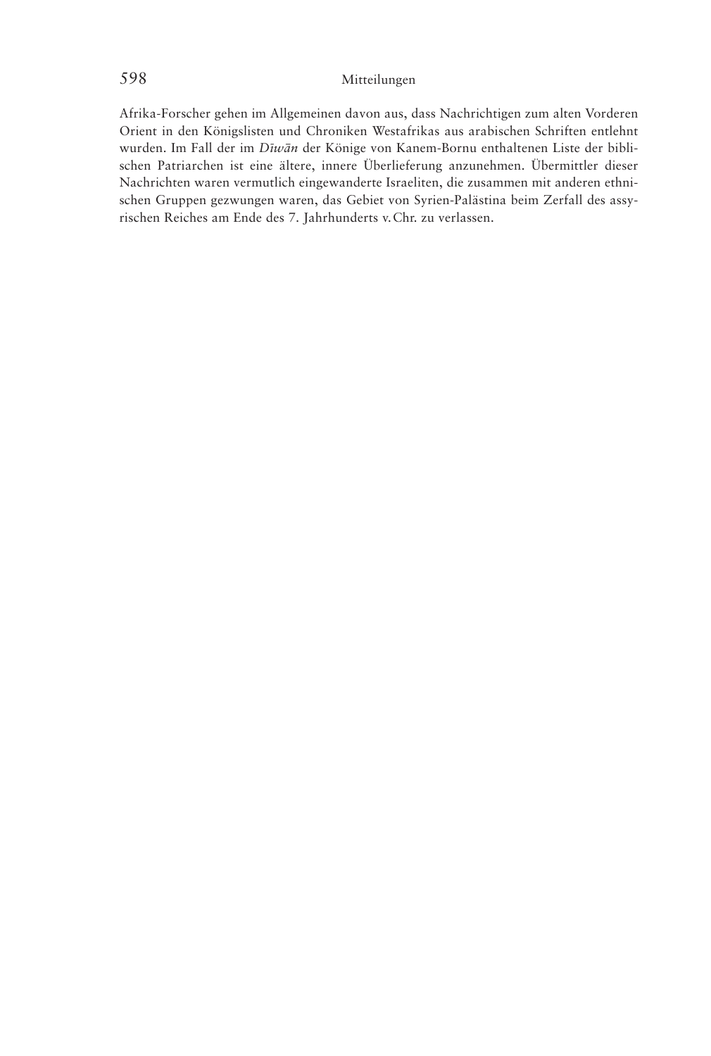Afrika-Forscher gehen im Allgemeinen davon aus, dass Nachrichtigen zum alten Vorderen Orient in den Königslisten und Chroniken Westafrikas aus arabischen Schriften entlehnt wurden. Im Fall der im *Dīwān* der Könige von Kanem-Bornu enthaltenen Liste der biblischen Patriarchen ist eine ältere, innere Überlieferung anzunehmen. Übermittler dieser Nachrichten waren vermutlich eingewanderte Israeliten, die zusammen mit anderen ethnischen Gruppen gezwungen waren, das Gebiet von Syrien-Palästina beim Zerfall des assyrischen Reiches am Ende des 7. Jahrhunderts v. Chr. zu verlassen.